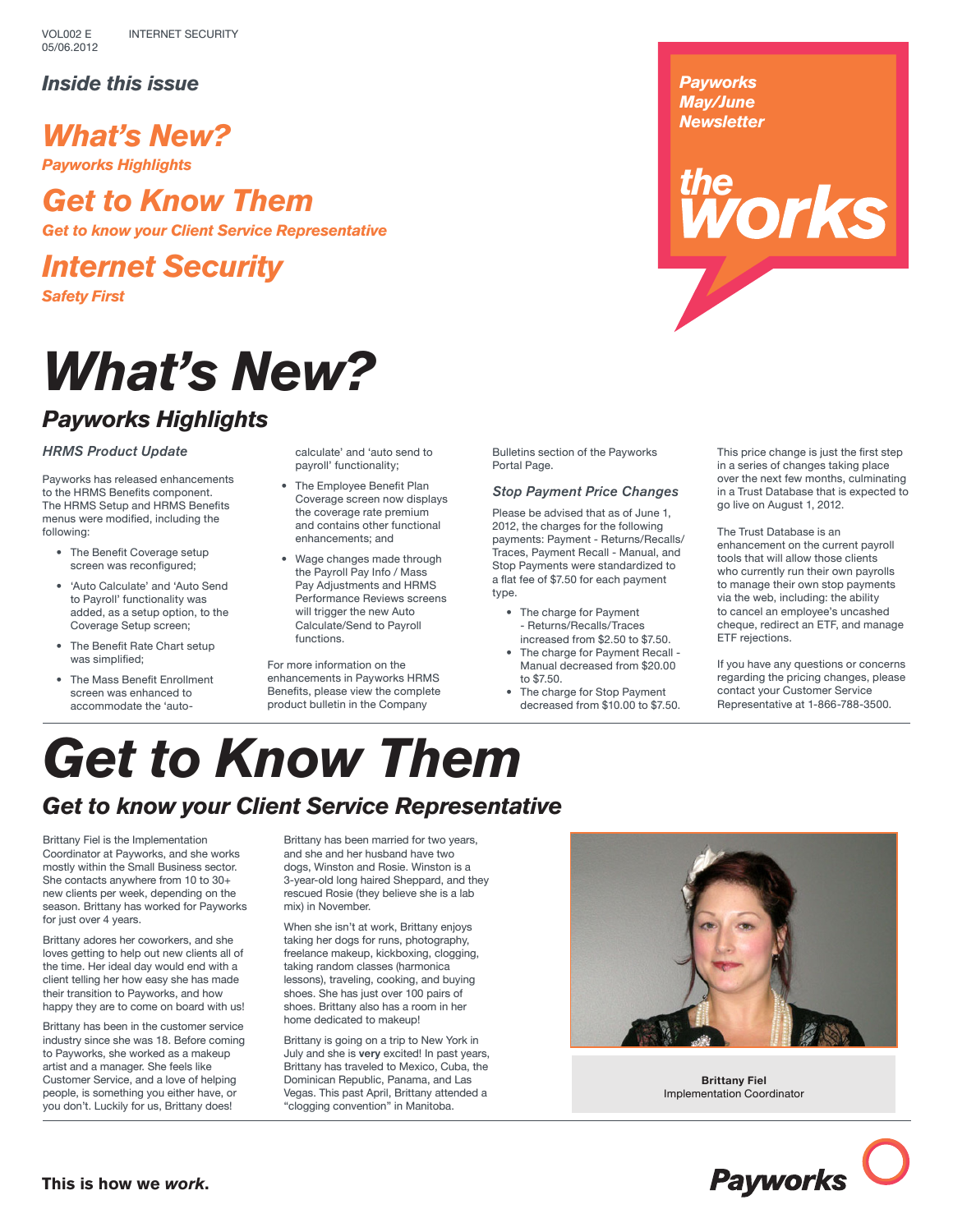VOL002 E 05/06.2012 INTERNET SECURITY

Payworks May/June Newsletter

**the works**

## Inside this issue

**What's New?**
*Payworks Highlights*

**Get to Know Them**
*Get to know your Client Service Representative*

**Internet Security**
*Safety First*

# What's New?

## Payworks Highlights

### HRMS Product Update

Payworks has released enhancements to the HRMS Benefits component. The HRMS Setup and HRMS Benefits menus were modified, including the following:

- The Benefit Coverage setup screen was reconfigured;
- 'Auto Calculate' and 'Auto Send to Payroll' functionality was added, as a setup option, to the Coverage Setup screen;
- The Benefit Rate Chart setup was simplified;
- The Mass Benefit Enrollment screen was enhanced to accommodate the 'auto-calculate' and 'auto send to payroll' functionality;
- The Employee Benefit Plan Coverage screen now displays the coverage rate premium and contains other functional enhancements; and
- Wage changes made through the Payroll Pay Info / Mass Pay Adjustments and HRMS Performance Reviews screens will trigger the new Auto Calculate/Send to Payroll functions.

For more information on the enhancements in Payworks HRMS Benefits, please view the complete product bulletin in the Company Bulletins section of the Payworks Portal Page.

### Stop Payment Price Changes

Please be advised that as of June 1, 2012, the charges for the following payments: Payment - Returns/Recalls/Traces, Payment Recall - Manual, and Stop Payments were standardized to a flat fee of $7.50 for each payment type.

- The charge for Payment - Returns/Recalls/Traces increased from $2.50 to $7.50.
- The charge for Payment Recall - Manual decreased from $20.00 to $7.50.
- The charge for Stop Payment decreased from $10.00 to $7.50.

This price change is just the first step in a series of changes taking place over the next few months, culminating in a Trust Database that is expected to go live on August 1, 2012.

The Trust Database is an enhancement on the current payroll tools that will allow those clients who currently run their own payrolls to manage their own stop payments via the web, including: the ability to cancel an employee's uncashed cheque, redirect an ETF, and manage ETF rejections.

If you have any questions or concerns regarding the pricing changes, please contact your Customer Service Representative at 1-866-788-3500.

# Get to Know Them

## Get to know your Client Service Representative

Brittany Fiel is the Implementation Coordinator at Payworks, and she works mostly within the Small Business sector. She contacts anywhere from 10 to 30+ new clients per week, depending on the season. Brittany has worked for Payworks for just over 4 years.

Brittany adores her coworkers, and she loves getting to help out new clients all of the time. Her ideal day would end with a client telling her how easy she has made their transition to Payworks, and how happy they are to come on board with us!

Brittany has been in the customer service industry since she was 18. Before coming to Payworks, she worked as a makeup artist and a manager. She feels like Customer Service, and a love of helping people, is something you either have, or you don't. Luckily for us, Brittany does!

Brittany has been married for two years, and she and her husband have two dogs, Winston and Rosie. Winston is a 3-year-old long haired Sheppard, and they rescued Rosie (they believe she is a lab mix) in November.

When she isn't at work, Brittany enjoys taking her dogs for runs, photography, freelance makeup, kickboxing, clogging, taking random classes (harmonica lessons), traveling, cooking, and buying shoes. She has just over 100 pairs of shoes. Brittany also has a room in her home dedicated to makeup!

Brittany is going on a trip to New York in July and she is **very** excited! In past years, Brittany has traveled to Mexico, Cuba, the Dominican Republic, Panama, and Las Vegas. This past April, Brittany attended a "clogging convention" in Manitoba.

**Brittany Fiel**
Implementation Coordinator

**This is how we *work*.**

Payworks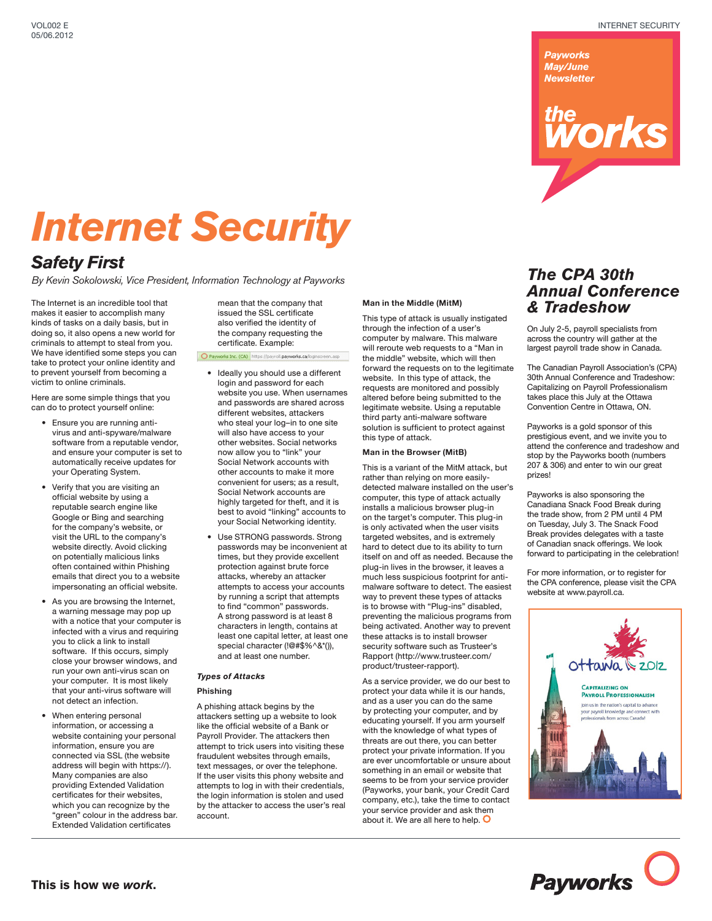VOL002 E
05/06.2012

INTERNET SECURITY

*Payworks May/June Newsletter*

**the works**

# Internet Security

## Safety First

*By Kevin Sokolowski, Vice President, Information Technology at Payworks*

The Internet is an incredible tool that makes it easier to accomplish many kinds of tasks on a daily basis, but in doing so, it also opens a new world for criminals to attempt to steal from you. We have identified some steps you can take to protect your online identity and to prevent yourself from becoming a victim to online criminals.

Here are some simple things that you can do to protect yourself online:

- Ensure you are running anti-virus and anti-spyware/malware software from a reputable vendor, and ensure your computer is set to automatically receive updates for your Operating System.
- Verify that you are visiting an official website by using a reputable search engine like Google or Bing and searching for the company's website, or visit the URL to the company's website directly. Avoid clicking on potentially malicious links often contained within Phishing emails that direct you to a website impersonating an official website.
- As you are browsing the Internet, a warning message may pop up with a notice that your computer is infected with a virus and requiring you to click a link to install software. If this occurs, simply close your browser windows, and run your own anti-virus scan on your computer. It is most likely that your anti-virus software will not detect an infection.
- When entering personal information, or accessing a website containing your personal information, ensure you are connected via SSL (the website address will begin with https://). Many companies are also providing Extended Validation certificates for their websites, which you can recognize by the "green" colour in the address bar. Extended Validation certificates mean that the company that issued the SSL certificate also verified the identity of the company requesting the certificate. Example:

  Payworks Inc. (CA) https://payroll.payworks.ca/loginscreen.asp

- Ideally you should use a different login and password for each website you use. When usernames and passwords are shared across different websites, attackers who steal your log–in to one site will also have access to your other websites. Social networks now allow you to "link" your Social Network accounts with other accounts to make it more convenient for users; as a result, Social Network accounts are highly targeted for theft, and it is best to avoid "linking" accounts to your Social Networking identity.
- Use STRONG passwords. Strong passwords may be inconvenient at times, but they provide excellent protection against brute force attacks, whereby an attacker attempts to access your accounts by running a script that attempts to find "common" passwords. A strong password is at least 8 characters in length, contains at least one capital letter, at least one special character (!@#$%^&*()), and at least one number.

### *Types of Attacks*

**Phishing**

A phishing attack begins by the attackers setting up a website to look like the official website of a Bank or Payroll Provider. The attackers then attempt to trick users into visiting these fraudulent websites through emails, text messages, or over the telephone. If the user visits this phony website and attempts to log in with their credentials, the login information is stolen and used by the attacker to access the user's real account.

**Man in the Middle (MitM)**

This type of attack is usually instigated through the infection of a user's computer by malware. This malware will reroute web requests to a "Man in the middle" website, which will then forward the requests on to the legitimate website. In this type of attack, the requests are monitored and possibly altered before being submitted to the legitimate website. Using a reputable third party anti-malware software solution is sufficient to protect against this type of attack.

**Man in the Browser (MitB)**

This is a variant of the MitM attack, but rather than relying on more easily-detected malware installed on the user's computer, this type of attack actually installs a malicious browser plug-in on the target's computer. This plug-in is only activated when the user visits targeted websites, and is extremely hard to detect due to its ability to turn itself on and off as needed. Because the plug-in lives in the browser, it leaves a much less suspicious footprint for anti-malware software to detect. The easiest way to prevent these types of attacks is to browse with "Plug-ins" disabled, preventing the malicious programs from being activated. Another way to prevent these attacks is to install browser security software such as Trusteer's Rapport (http://www.trusteer.com/product/trusteer-rapport).

As a service provider, we do our best to protect your data while it is our hands, and as a user you can do the same by protecting your computer, and by educating yourself. If you arm yourself with the knowledge of what types of threats are out there, you can better protect your private information. If you are ever uncomfortable or unsure about something in an email or website that seems to be from your service provider (Payworks, your bank, your Credit Card company, etc.), take the time to contact your service provider and ask them about it. We are all here to help.

## The CPA 30th Annual Conference & Tradeshow

On July 2-5, payroll specialists from across the country will gather at the largest payroll trade show in Canada.

The Canadian Payroll Association's (CPA) 30th Annual Conference and Tradeshow: Capitalizing on Payroll Professionalism takes place this July at the Ottawa Convention Centre in Ottawa, ON.

Payworks is a gold sponsor of this prestigious event, and we invite you to attend the conference and tradeshow and stop by the Payworks booth (numbers 207 & 306) and enter to win our great prizes!

Payworks is also sponsoring the Canadiana Snack Food Break during the trade show, from 2 PM until 4 PM on Tuesday, July 3. The Snack Food Break provides delegates with a taste of Canadian snack offerings. We look forward to participating in the celebration!

For more information, or to register for the CPA conference, please visit the CPA website at www.payroll.ca.

Ottawa 2012

Capitalizing on Payroll Professionalism

Join us in the nation's capital to advance your payroll knowledge and connect with professionals from across Canada!

**This is how we *work*.**

Payworks